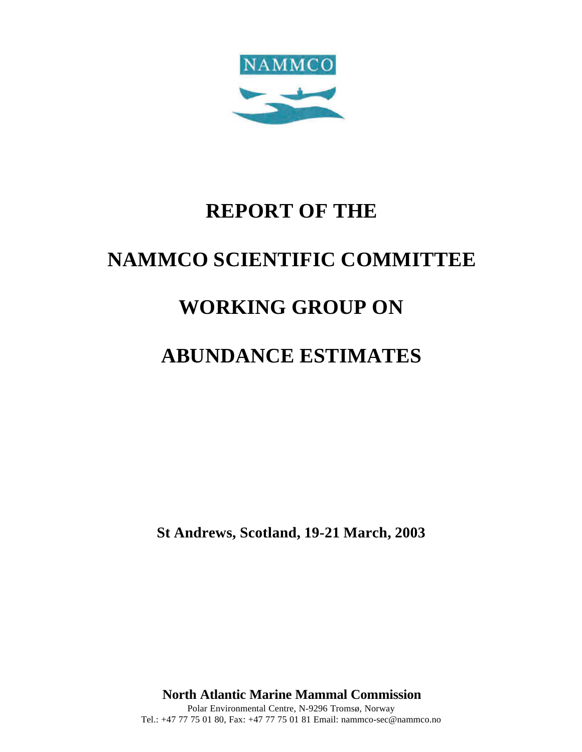NAMMCO

# REPORT OF THE

# NAMMCO SCIENTIFIC COMMITTEE

# WORKING GROUP ON

# ABUNDANCE ESTIMATES

**St Andrews, Scotland, 19-21 March, 2003**

**North Atlantic Marine Mammal Commission**

Polar Environmental Centre, N-9296 Tromsø, Norway

Tel.: +47 77 75 01 80, Fax: +47 77 75 01 81 Email: nammco-sec@nammco.no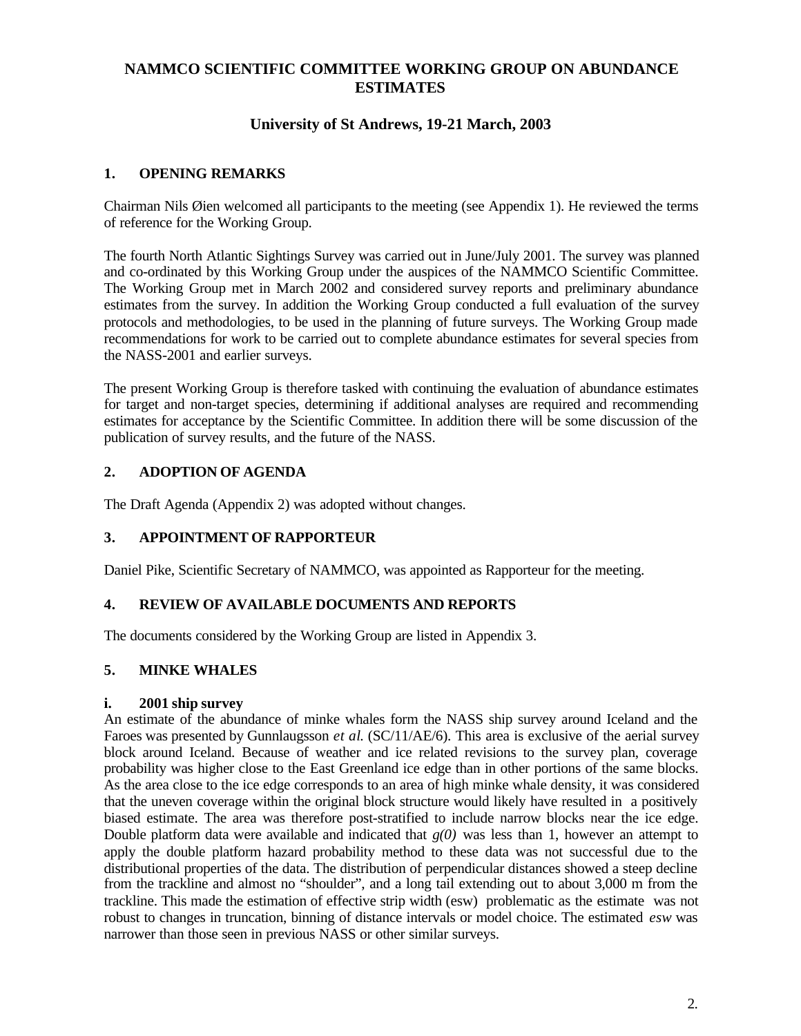# NAMMCO SCIENTIFIC COMMITTEE WORKING GROUP ON ABUNDANCE ESTIMATES

## University of St Andrews, 19-21 March, 2003

### 1. OPENING REMARKS

Chairman Nils Øien welcomed all participants to the meeting (see Appendix 1). He reviewed the terms of reference for the Working Group.

The fourth North Atlantic Sightings Survey was carried out in June/July 2001. The survey was planned and co-ordinated by this Working Group under the auspices of the NAMMCO Scientific Committee. The Working Group met in March 2002 and considered survey reports and preliminary abundance estimates from the survey. In addition the Working Group conducted a full evaluation of the survey protocols and methodologies, to be used in the planning of future surveys. The Working Group made recommendations for work to be carried out to complete abundance estimates for several species from the NASS-2001 and earlier surveys.

The present Working Group is therefore tasked with continuing the evaluation of abundance estimates for target and non-target species, determining if additional analyses are required and recommending estimates for acceptance by the Scientific Committee. In addition there will be some discussion of the publication of survey results, and the future of the NASS.

### 2. ADOPTION OF AGENDA

The Draft Agenda (Appendix 2) was adopted without changes.

### 3. APPOINTMENT OF RAPPORTEUR

Daniel Pike, Scientific Secretary of NAMMCO, was appointed as Rapporteur for the meeting.

### 4. REVIEW OF AVAILABLE DOCUMENTS AND REPORTS

The documents considered by the Working Group are listed in Appendix 3.

### 5. MINKE WHALES

#### i. 2001 ship survey

An estimate of the abundance of minke whales form the NASS ship survey around Iceland and the Faroes was presented by Gunnlaugsson *et al.* (SC/11/AE/6). This area is exclusive of the aerial survey block around Iceland. Because of weather and ice related revisions to the survey plan, coverage probability was higher close to the East Greenland ice edge than in other portions of the same blocks. As the area close to the ice edge corresponds to an area of high minke whale density, it was considered that the uneven coverage within the original block structure would likely have resulted in a positively biased estimate. The area was therefore post-stratified to include narrow blocks near the ice edge. Double platform data were available and indicated that *g(0)* was less than 1, however an attempt to apply the double platform hazard probability method to these data was not successful due to the distributional properties of the data. The distribution of perpendicular distances showed a steep decline from the trackline and almost no "shoulder", and a long tail extending out to about 3,000 m from the trackline. This made the estimation of effective strip width (esw) problematic as the estimate was not robust to changes in truncation, binning of distance intervals or model choice. The estimated *esw* was narrower than those seen in previous NASS or other similar surveys.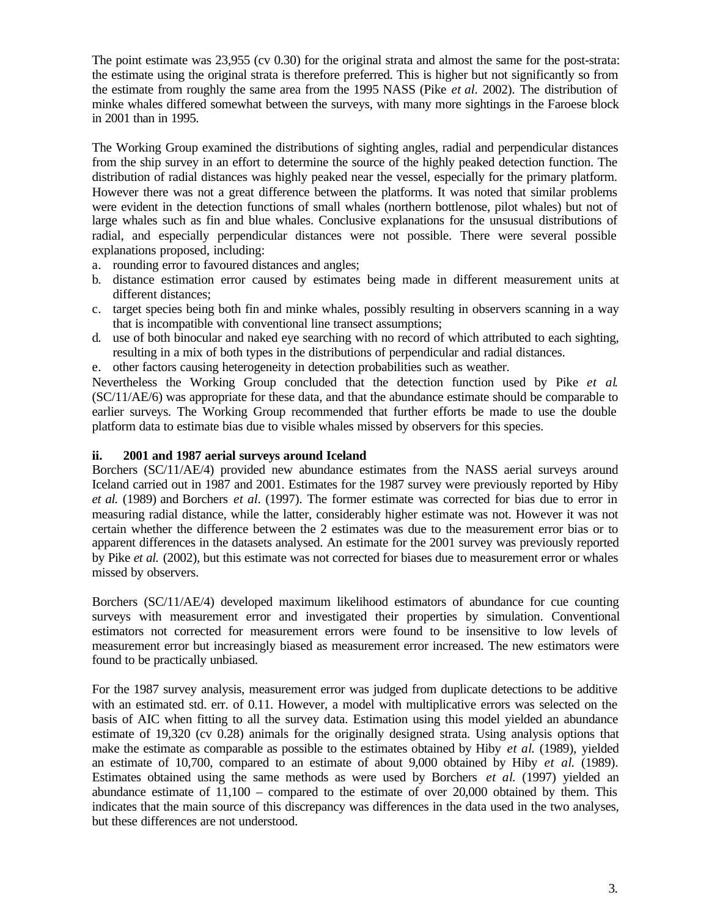The point estimate was 23,955 (cv 0.30) for the original strata and almost the same for the post-strata: the estimate using the original strata is therefore preferred. This is higher but not significantly so from the estimate from roughly the same area from the 1995 NASS (Pike *et al*. 2002). The distribution of minke whales differed somewhat between the surveys, with many more sightings in the Faroese block in 2001 than in 1995.

The Working Group examined the distributions of sighting angles, radial and perpendicular distances from the ship survey in an effort to determine the source of the highly peaked detection function. The distribution of radial distances was highly peaked near the vessel, especially for the primary platform. However there was not a great difference between the platforms. It was noted that similar problems were evident in the detection functions of small whales (northern bottlenose, pilot whales) but not of large whales such as fin and blue whales. Conclusive explanations for the unsusual distributions of radial, and especially perpendicular distances were not possible. There were several possible explanations proposed, including:

a. rounding error to favoured distances and angles;
b. distance estimation error caused by estimates being made in different measurement units at different distances;
c. target species being both fin and minke whales, possibly resulting in observers scanning in a way that is incompatible with conventional line transect assumptions;
d. use of both binocular and naked eye searching with no record of which attributed to each sighting, resulting in a mix of both types in the distributions of perpendicular and radial distances.
e. other factors causing heterogeneity in detection probabilities such as weather.

Nevertheless the Working Group concluded that the detection function used by Pike *et al.* (SC/11/AE/6) was appropriate for these data, and that the abundance estimate should be comparable to earlier surveys. The Working Group recommended that further efforts be made to use the double platform data to estimate bias due to visible whales missed by observers for this species.

**ii. 2001 and 1987 aerial surveys around Iceland**

Borchers (SC/11/AE/4) provided new abundance estimates from the NASS aerial surveys around Iceland carried out in 1987 and 2001. Estimates for the 1987 survey were previously reported by Hiby *et al.* (1989) and Borchers *et al*. (1997). The former estimate was corrected for bias due to error in measuring radial distance, while the latter, considerably higher estimate was not. However it was not certain whether the difference between the 2 estimates was due to the measurement error bias or to apparent differences in the datasets analysed. An estimate for the 2001 survey was previously reported by Pike *et al.* (2002), but this estimate was not corrected for biases due to measurement error or whales missed by observers.

Borchers (SC/11/AE/4) developed maximum likelihood estimators of abundance for cue counting surveys with measurement error and investigated their properties by simulation. Conventional estimators not corrected for measurement errors were found to be insensitive to low levels of measurement error but increasingly biased as measurement error increased. The new estimators were found to be practically unbiased.

For the 1987 survey analysis, measurement error was judged from duplicate detections to be additive with an estimated std. err. of 0.11. However, a model with multiplicative errors was selected on the basis of AIC when fitting to all the survey data. Estimation using this model yielded an abundance estimate of 19,320 (cv 0.28) animals for the originally designed strata. Using analysis options that make the estimate as comparable as possible to the estimates obtained by Hiby *et al.* (1989), yielded an estimate of 10,700, compared to an estimate of about 9,000 obtained by Hiby *et al.* (1989). Estimates obtained using the same methods as were used by Borchers *et al.* (1997) yielded an abundance estimate of 11,100 – compared to the estimate of over 20,000 obtained by them. This indicates that the main source of this discrepancy was differences in the data used in the two analyses, but these differences are not understood.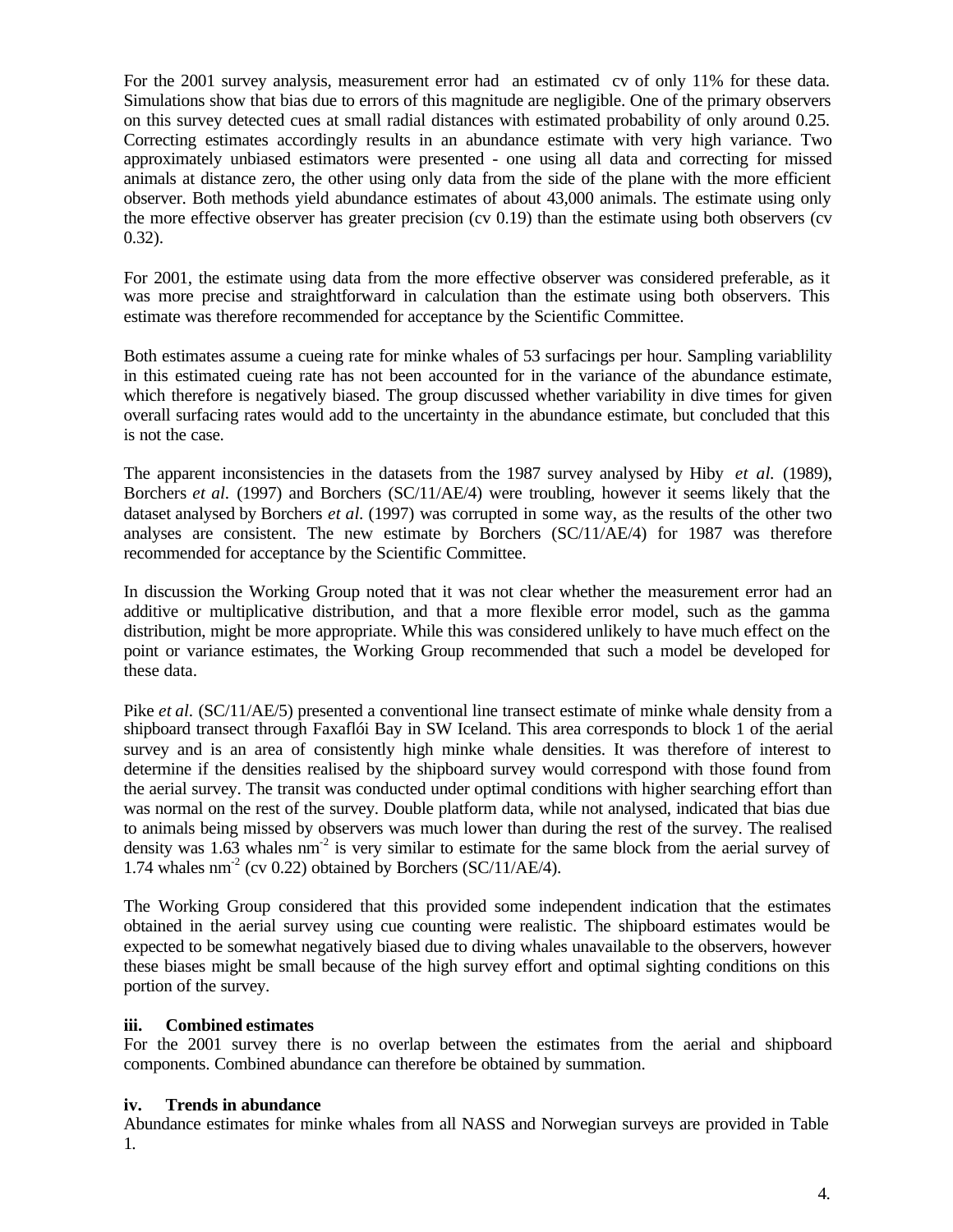For the 2001 survey analysis, measurement error had an estimated cv of only 11% for these data. Simulations show that bias due to errors of this magnitude are negligible. One of the primary observers on this survey detected cues at small radial distances with estimated probability of only around 0.25. Correcting estimates accordingly results in an abundance estimate with very high variance. Two approximately unbiased estimators were presented - one using all data and correcting for missed animals at distance zero, the other using only data from the side of the plane with the more efficient observer. Both methods yield abundance estimates of about 43,000 animals. The estimate using only the more effective observer has greater precision (cv 0.19) than the estimate using both observers (cv 0.32).

For 2001, the estimate using data from the more effective observer was considered preferable, as it was more precise and straightforward in calculation than the estimate using both observers. This estimate was therefore recommended for acceptance by the Scientific Committee.

Both estimates assume a cueing rate for minke whales of 53 surfacings per hour. Sampling variablility in this estimated cueing rate has not been accounted for in the variance of the abundance estimate, which therefore is negatively biased. The group discussed whether variability in dive times for given overall surfacing rates would add to the uncertainty in the abundance estimate, but concluded that this is not the case.

The apparent inconsistencies in the datasets from the 1987 survey analysed by Hiby *et al.* (1989), Borchers *et al.* (1997) and Borchers (SC/11/AE/4) were troubling, however it seems likely that the dataset analysed by Borchers *et al.* (1997) was corrupted in some way, as the results of the other two analyses are consistent. The new estimate by Borchers (SC/11/AE/4) for 1987 was therefore recommended for acceptance by the Scientific Committee.

In discussion the Working Group noted that it was not clear whether the measurement error had an additive or multiplicative distribution, and that a more flexible error model, such as the gamma distribution, might be more appropriate. While this was considered unlikely to have much effect on the point or variance estimates, the Working Group recommended that such a model be developed for these data.

Pike *et al.* (SC/11/AE/5) presented a conventional line transect estimate of minke whale density from a shipboard transect through Faxaflói Bay in SW Iceland. This area corresponds to block 1 of the aerial survey and is an area of consistently high minke whale densities. It was therefore of interest to determine if the densities realised by the shipboard survey would correspond with those found from the aerial survey. The transit was conducted under optimal conditions with higher searching effort than was normal on the rest of the survey. Double platform data, while not analysed, indicated that bias due to animals being missed by observers was much lower than during the rest of the survey. The realised density was 1.63 whales $nm^{-2}$ is very similar to estimate for the same block from the aerial survey of 1.74 whales $nm^{-2}$ (cv 0.22) obtained by Borchers (SC/11/AE/4).

The Working Group considered that this provided some independent indication that the estimates obtained in the aerial survey using cue counting were realistic. The shipboard estimates would be expected to be somewhat negatively biased due to diving whales unavailable to the observers, however these biases might be small because of the high survey effort and optimal sighting conditions on this portion of the survey.

**iii. Combined estimates**

For the 2001 survey there is no overlap between the estimates from the aerial and shipboard components. Combined abundance can therefore be obtained by summation.

**iv. Trends in abundance**

Abundance estimates for minke whales from all NASS and Norwegian surveys are provided in Table 1.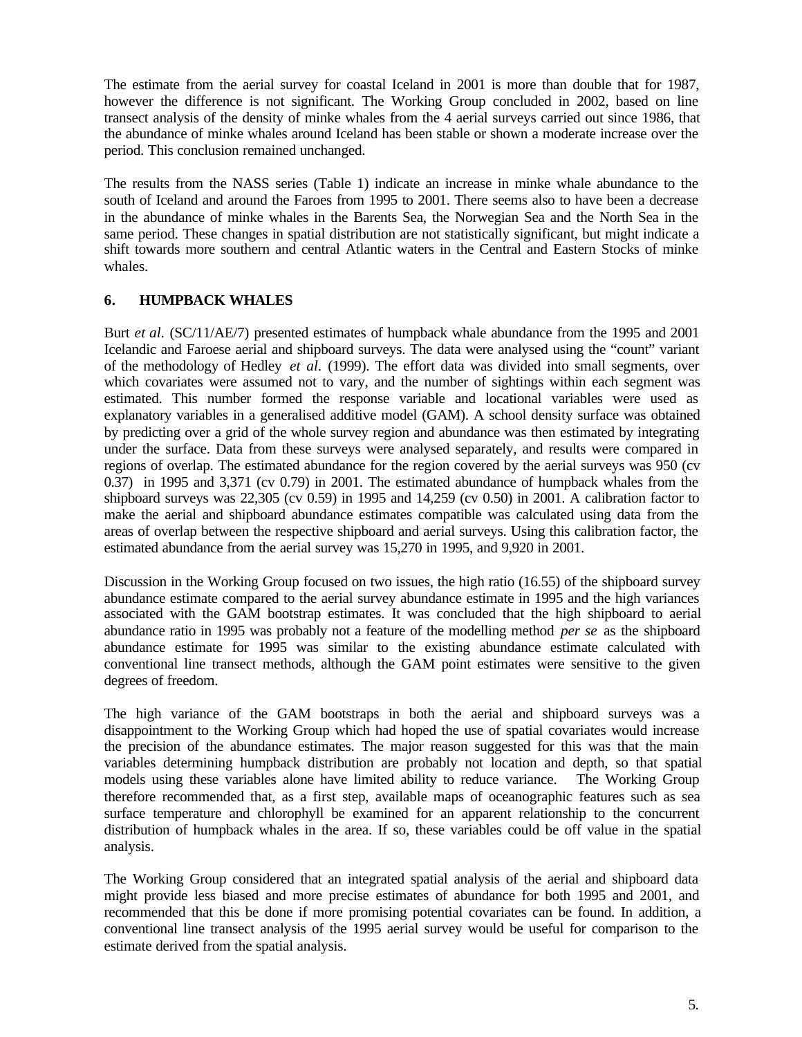The estimate from the aerial survey for coastal Iceland in 2001 is more than double that for 1987, however the difference is not significant. The Working Group concluded in 2002, based on line transect analysis of the density of minke whales from the 4 aerial surveys carried out since 1986, that the abundance of minke whales around Iceland has been stable or shown a moderate increase over the period. This conclusion remained unchanged.

The results from the NASS series (Table 1) indicate an increase in minke whale abundance to the south of Iceland and around the Faroes from 1995 to 2001. There seems also to have been a decrease in the abundance of minke whales in the Barents Sea, the Norwegian Sea and the North Sea in the same period. These changes in spatial distribution are not statistically significant, but might indicate a shift towards more southern and central Atlantic waters in the Central and Eastern Stocks of minke whales.

## 6. HUMPBACK WHALES

Burt *et al*. (SC/11/AE/7) presented estimates of humpback whale abundance from the 1995 and 2001 Icelandic and Faroese aerial and shipboard surveys. The data were analysed using the "count" variant of the methodology of Hedley *et al*. (1999). The effort data was divided into small segments, over which covariates were assumed not to vary, and the number of sightings within each segment was estimated. This number formed the response variable and locational variables were used as explanatory variables in a generalised additive model (GAM). A school density surface was obtained by predicting over a grid of the whole survey region and abundance was then estimated by integrating under the surface. Data from these surveys were analysed separately, and results were compared in regions of overlap. The estimated abundance for the region covered by the aerial surveys was 950 (cv 0.37) in 1995 and 3,371 (cv 0.79) in 2001. The estimated abundance of humpback whales from the shipboard surveys was 22,305 (cv 0.59) in 1995 and 14,259 (cv 0.50) in 2001. A calibration factor to make the aerial and shipboard abundance estimates compatible was calculated using data from the areas of overlap between the respective shipboard and aerial surveys. Using this calibration factor, the estimated abundance from the aerial survey was 15,270 in 1995, and 9,920 in 2001.

Discussion in the Working Group focused on two issues, the high ratio (16.55) of the shipboard survey abundance estimate compared to the aerial survey abundance estimate in 1995 and the high variances associated with the GAM bootstrap estimates. It was concluded that the high shipboard to aerial abundance ratio in 1995 was probably not a feature of the modelling method *per se* as the shipboard abundance estimate for 1995 was similar to the existing abundance estimate calculated with conventional line transect methods, although the GAM point estimates were sensitive to the given degrees of freedom.

The high variance of the GAM bootstraps in both the aerial and shipboard surveys was a disappointment to the Working Group which had hoped the use of spatial covariates would increase the precision of the abundance estimates. The major reason suggested for this was that the main variables determining humpback distribution are probably not location and depth, so that spatial models using these variables alone have limited ability to reduce variance. The Working Group therefore recommended that, as a first step, available maps of oceanographic features such as sea surface temperature and chlorophyll be examined for an apparent relationship to the concurrent distribution of humpback whales in the area. If so, these variables could be off value in the spatial analysis.

The Working Group considered that an integrated spatial analysis of the aerial and shipboard data might provide less biased and more precise estimates of abundance for both 1995 and 2001, and recommended that this be done if more promising potential covariates can be found. In addition, a conventional line transect analysis of the 1995 aerial survey would be useful for comparison to the estimate derived from the spatial analysis.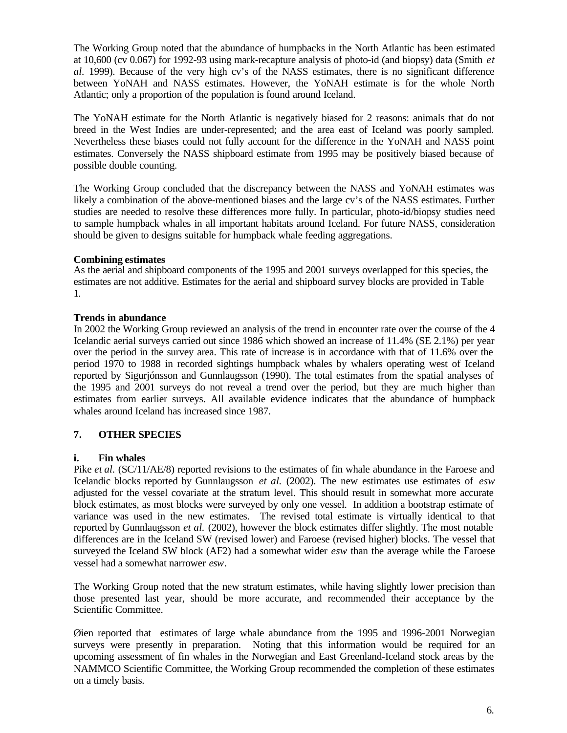The Working Group noted that the abundance of humpbacks in the North Atlantic has been estimated at 10,600 (cv 0.067) for 1992-93 using mark-recapture analysis of photo-id (and biopsy) data (Smith *et al*. 1999). Because of the very high cv's of the NASS estimates, there is no significant difference between YoNAH and NASS estimates. However, the YoNAH estimate is for the whole North Atlantic; only a proportion of the population is found around Iceland.

The YoNAH estimate for the North Atlantic is negatively biased for 2 reasons: animals that do not breed in the West Indies are under-represented; and the area east of Iceland was poorly sampled. Nevertheless these biases could not fully account for the difference in the YoNAH and NASS point estimates. Conversely the NASS shipboard estimate from 1995 may be positively biased because of possible double counting.

The Working Group concluded that the discrepancy between the NASS and YoNAH estimates was likely a combination of the above-mentioned biases and the large cv's of the NASS estimates. Further studies are needed to resolve these differences more fully. In particular, photo-id/biopsy studies need to sample humpback whales in all important habitats around Iceland. For future NASS, consideration should be given to designs suitable for humpback whale feeding aggregations.

**Combining estimates**
As the aerial and shipboard components of the 1995 and 2001 surveys overlapped for this species, the estimates are not additive. Estimates for the aerial and shipboard survey blocks are provided in Table 1.

**Trends in abundance**
In 2002 the Working Group reviewed an analysis of the trend in encounter rate over the course of the 4 Icelandic aerial surveys carried out since 1986 which showed an increase of 11.4% (SE 2.1%) per year over the period in the survey area. This rate of increase is in accordance with that of 11.6% over the period 1970 to 1988 in recorded sightings humpback whales by whalers operating west of Iceland reported by Sigurjónsson and Gunnlaugsson (1990). The total estimates from the spatial analyses of the 1995 and 2001 surveys do not reveal a trend over the period, but they are much higher than estimates from earlier surveys. All available evidence indicates that the abundance of humpback whales around Iceland has increased since 1987.

## 7. OTHER SPECIES

### i. Fin whales

Pike *et al*. (SC/11/AE/8) reported revisions to the estimates of fin whale abundance in the Faroese and Icelandic blocks reported by Gunnlaugsson *et al.* (2002). The new estimates use estimates of *esw* adjusted for the vessel covariate at the stratum level. This should result in somewhat more accurate block estimates, as most blocks were surveyed by only one vessel. In addition a bootstrap estimate of variance was used in the new estimates. The revised total estimate is virtually identical to that reported by Gunnlaugsson *et al.* (2002), however the block estimates differ slightly. The most notable differences are in the Iceland SW (revised lower) and Faroese (revised higher) blocks. The vessel that surveyed the Iceland SW block (AF2) had a somewhat wider *esw* than the average while the Faroese vessel had a somewhat narrower *esw*.

The Working Group noted that the new stratum estimates, while having slightly lower precision than those presented last year, should be more accurate, and recommended their acceptance by the Scientific Committee.

Øien reported that estimates of large whale abundance from the 1995 and 1996-2001 Norwegian surveys were presently in preparation. Noting that this information would be required for an upcoming assessment of fin whales in the Norwegian and East Greenland-Iceland stock areas by the NAMMCO Scientific Committee, the Working Group recommended the completion of these estimates on a timely basis.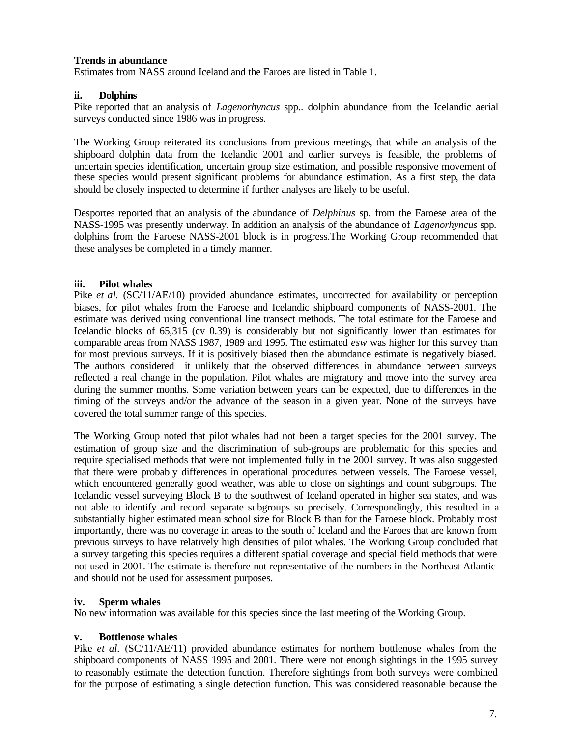**Trends in abundance**

Estimates from NASS around Iceland and the Faroes are listed in Table 1.

### ii. Dolphins

Pike reported that an analysis of *Lagenorhyncus* spp.. dolphin abundance from the Icelandic aerial surveys conducted since 1986 was in progress.

The Working Group reiterated its conclusions from previous meetings, that while an analysis of the shipboard dolphin data from the Icelandic 2001 and earlier surveys is feasible, the problems of uncertain species identification, uncertain group size estimation, and possible responsive movement of these species would present significant problems for abundance estimation. As a first step, the data should be closely inspected to determine if further analyses are likely to be useful.

Desportes reported that an analysis of the abundance of *Delphinus* sp. from the Faroese area of the NASS-1995 was presently underway. In addition an analysis of the abundance of *Lagenorhyncus* spp. dolphins from the Faroese NASS-2001 block is in progress.The Working Group recommended that these analyses be completed in a timely manner.

### iii. Pilot whales

Pike *et al.* (SC/11/AE/10) provided abundance estimates, uncorrected for availability or perception biases, for pilot whales from the Faroese and Icelandic shipboard components of NASS-2001. The estimate was derived using conventional line transect methods. The total estimate for the Faroese and Icelandic blocks of 65,315 (cv 0.39) is considerably but not significantly lower than estimates for comparable areas from NASS 1987, 1989 and 1995. The estimated *esw* was higher for this survey than for most previous surveys. If it is positively biased then the abundance estimate is negatively biased. The authors considered it unlikely that the observed differences in abundance between surveys reflected a real change in the population. Pilot whales are migratory and move into the survey area during the summer months. Some variation between years can be expected, due to differences in the timing of the surveys and/or the advance of the season in a given year. None of the surveys have covered the total summer range of this species.

The Working Group noted that pilot whales had not been a target species for the 2001 survey. The estimation of group size and the discrimination of sub-groups are problematic for this species and require specialised methods that were not implemented fully in the 2001 survey. It was also suggested that there were probably differences in operational procedures between vessels. The Faroese vessel, which encountered generally good weather, was able to close on sightings and count subgroups. The Icelandic vessel surveying Block B to the southwest of Iceland operated in higher sea states, and was not able to identify and record separate subgroups so precisely. Correspondingly, this resulted in a substantially higher estimated mean school size for Block B than for the Faroese block. Probably most importantly, there was no coverage in areas to the south of Iceland and the Faroes that are known from previous surveys to have relatively high densities of pilot whales. The Working Group concluded that a survey targeting this species requires a different spatial coverage and special field methods that were not used in 2001. The estimate is therefore not representative of the numbers in the Northeast Atlantic and should not be used for assessment purposes.

### iv. Sperm whales

No new information was available for this species since the last meeting of the Working Group.

### v. Bottlenose whales

Pike *et al*. (SC/11/AE/11) provided abundance estimates for northern bottlenose whales from the shipboard components of NASS 1995 and 2001. There were not enough sightings in the 1995 survey to reasonably estimate the detection function. Therefore sightings from both surveys were combined for the purpose of estimating a single detection function. This was considered reasonable because the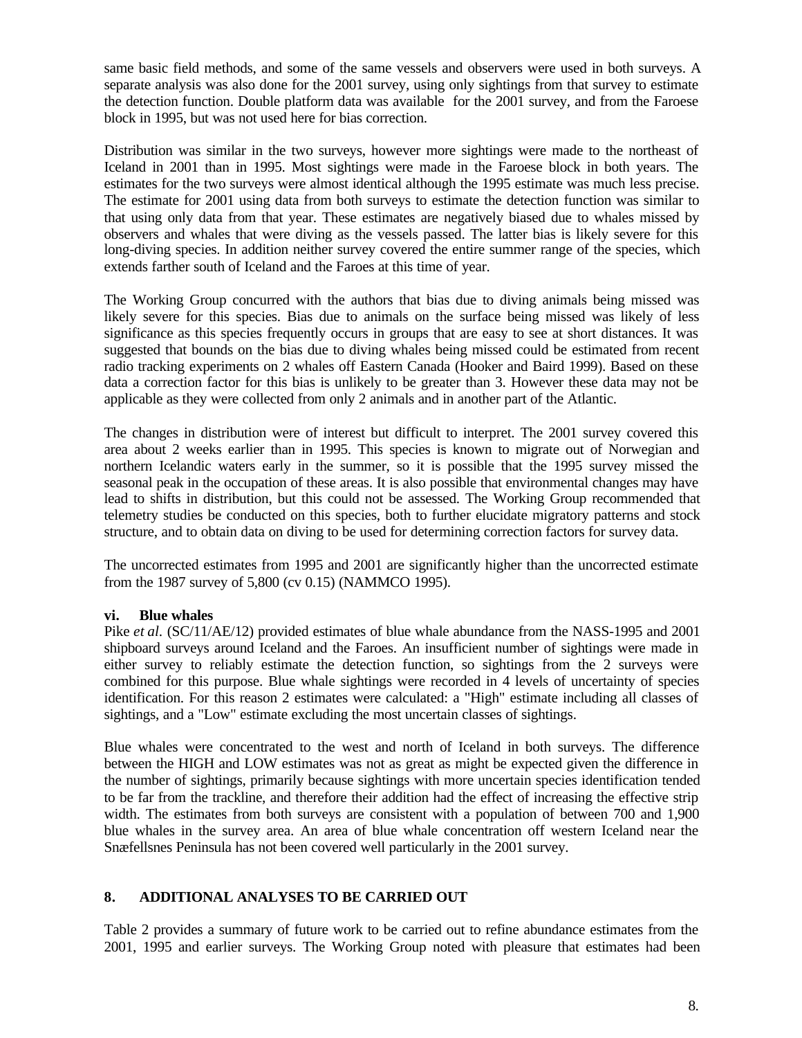same basic field methods, and some of the same vessels and observers were used in both surveys. A separate analysis was also done for the 2001 survey, using only sightings from that survey to estimate the detection function. Double platform data was available for the 2001 survey, and from the Faroese block in 1995, but was not used here for bias correction.

Distribution was similar in the two surveys, however more sightings were made to the northeast of Iceland in 2001 than in 1995. Most sightings were made in the Faroese block in both years. The estimates for the two surveys were almost identical although the 1995 estimate was much less precise. The estimate for 2001 using data from both surveys to estimate the detection function was similar to that using only data from that year. These estimates are negatively biased due to whales missed by observers and whales that were diving as the vessels passed. The latter bias is likely severe for this long-diving species. In addition neither survey covered the entire summer range of the species, which extends farther south of Iceland and the Faroes at this time of year.

The Working Group concurred with the authors that bias due to diving animals being missed was likely severe for this species. Bias due to animals on the surface being missed was likely of less significance as this species frequently occurs in groups that are easy to see at short distances. It was suggested that bounds on the bias due to diving whales being missed could be estimated from recent radio tracking experiments on 2 whales off Eastern Canada (Hooker and Baird 1999). Based on these data a correction factor for this bias is unlikely to be greater than 3. However these data may not be applicable as they were collected from only 2 animals and in another part of the Atlantic.

The changes in distribution were of interest but difficult to interpret. The 2001 survey covered this area about 2 weeks earlier than in 1995. This species is known to migrate out of Norwegian and northern Icelandic waters early in the summer, so it is possible that the 1995 survey missed the seasonal peak in the occupation of these areas. It is also possible that environmental changes may have lead to shifts in distribution, but this could not be assessed. The Working Group recommended that telemetry studies be conducted on this species, both to further elucidate migratory patterns and stock structure, and to obtain data on diving to be used for determining correction factors for survey data.

The uncorrected estimates from 1995 and 2001 are significantly higher than the uncorrected estimate from the 1987 survey of 5,800 (cv 0.15) (NAMMCO 1995).

#### vi. Blue whales

Pike *et al*. (SC/11/AE/12) provided estimates of blue whale abundance from the NASS-1995 and 2001 shipboard surveys around Iceland and the Faroes. An insufficient number of sightings were made in either survey to reliably estimate the detection function, so sightings from the 2 surveys were combined for this purpose. Blue whale sightings were recorded in 4 levels of uncertainty of species identification. For this reason 2 estimates were calculated: a "High" estimate including all classes of sightings, and a "Low" estimate excluding the most uncertain classes of sightings.

Blue whales were concentrated to the west and north of Iceland in both surveys. The difference between the HIGH and LOW estimates was not as great as might be expected given the difference in the number of sightings, primarily because sightings with more uncertain species identification tended to be far from the trackline, and therefore their addition had the effect of increasing the effective strip width. The estimates from both surveys are consistent with a population of between 700 and 1,900 blue whales in the survey area. An area of blue whale concentration off western Iceland near the Snæfellsnes Peninsula has not been covered well particularly in the 2001 survey.

## 8. ADDITIONAL ANALYSES TO BE CARRIED OUT

Table 2 provides a summary of future work to be carried out to refine abundance estimates from the 2001, 1995 and earlier surveys. The Working Group noted with pleasure that estimates had been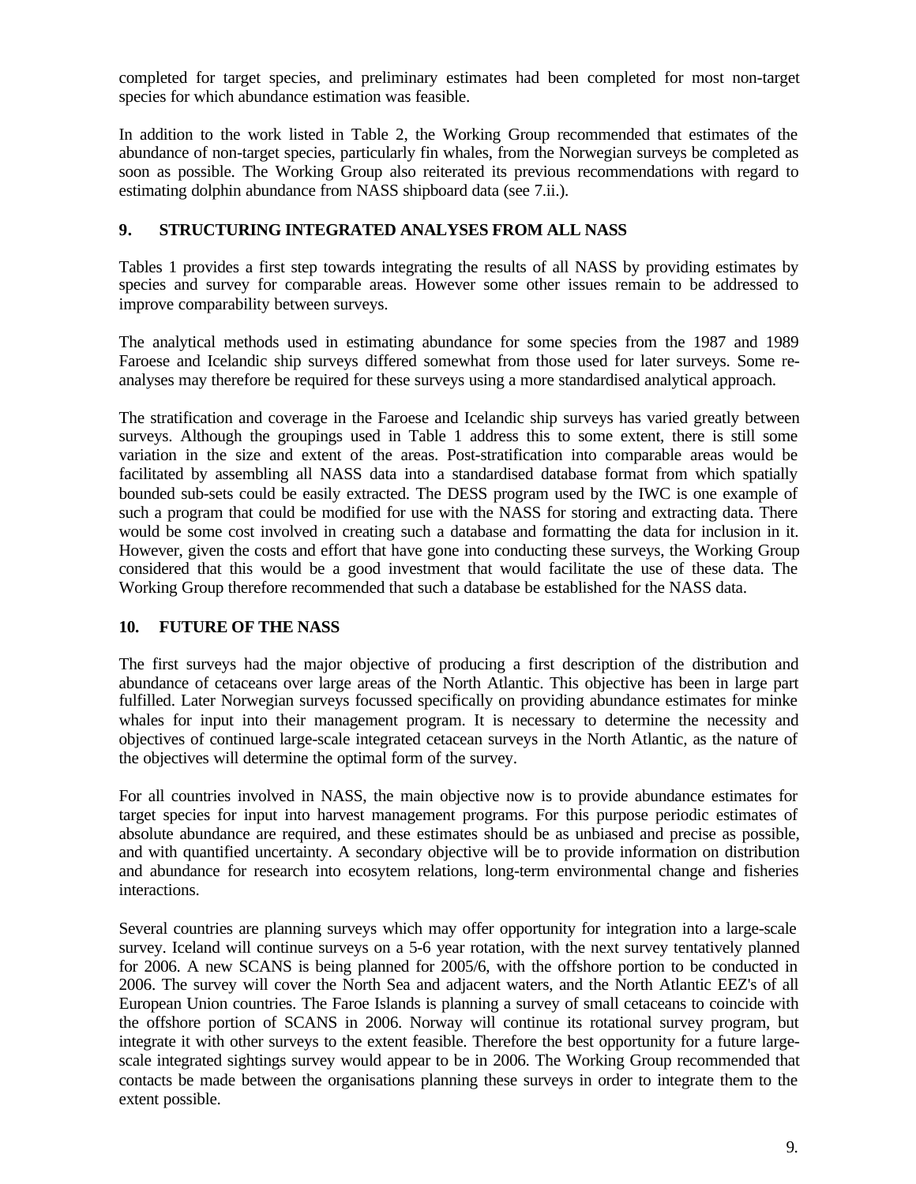completed for target species, and preliminary estimates had been completed for most non-target species for which abundance estimation was feasible.

In addition to the work listed in Table 2, the Working Group recommended that estimates of the abundance of non-target species, particularly fin whales, from the Norwegian surveys be completed as soon as possible. The Working Group also reiterated its previous recommendations with regard to estimating dolphin abundance from NASS shipboard data (see 7.ii.).

## 9. STRUCTURING INTEGRATED ANALYSES FROM ALL NASS

Tables 1 provides a first step towards integrating the results of all NASS by providing estimates by species and survey for comparable areas. However some other issues remain to be addressed to improve comparability between surveys.

The analytical methods used in estimating abundance for some species from the 1987 and 1989 Faroese and Icelandic ship surveys differed somewhat from those used for later surveys. Some re-analyses may therefore be required for these surveys using a more standardised analytical approach.

The stratification and coverage in the Faroese and Icelandic ship surveys has varied greatly between surveys. Although the groupings used in Table 1 address this to some extent, there is still some variation in the size and extent of the areas. Post-stratification into comparable areas would be facilitated by assembling all NASS data into a standardised database format from which spatially bounded sub-sets could be easily extracted. The DESS program used by the IWC is one example of such a program that could be modified for use with the NASS for storing and extracting data. There would be some cost involved in creating such a database and formatting the data for inclusion in it. However, given the costs and effort that have gone into conducting these surveys, the Working Group considered that this would be a good investment that would facilitate the use of these data. The Working Group therefore recommended that such a database be established for the NASS data.

## 10. FUTURE OF THE NASS

The first surveys had the major objective of producing a first description of the distribution and abundance of cetaceans over large areas of the North Atlantic. This objective has been in large part fulfilled. Later Norwegian surveys focussed specifically on providing abundance estimates for minke whales for input into their management program. It is necessary to determine the necessity and objectives of continued large-scale integrated cetacean surveys in the North Atlantic, as the nature of the objectives will determine the optimal form of the survey.

For all countries involved in NASS, the main objective now is to provide abundance estimates for target species for input into harvest management programs. For this purpose periodic estimates of absolute abundance are required, and these estimates should be as unbiased and precise as possible, and with quantified uncertainty. A secondary objective will be to provide information on distribution and abundance for research into ecosytem relations, long-term environmental change and fisheries interactions.

Several countries are planning surveys which may offer opportunity for integration into a large-scale survey. Iceland will continue surveys on a 5-6 year rotation, with the next survey tentatively planned for 2006. A new SCANS is being planned for 2005/6, with the offshore portion to be conducted in 2006. The survey will cover the North Sea and adjacent waters, and the North Atlantic EEZ's of all European Union countries. The Faroe Islands is planning a survey of small cetaceans to coincide with the offshore portion of SCANS in 2006. Norway will continue its rotational survey program, but integrate it with other surveys to the extent feasible. Therefore the best opportunity for a future large-scale integrated sightings survey would appear to be in 2006. The Working Group recommended that contacts be made between the organisations planning these surveys in order to integrate them to the extent possible.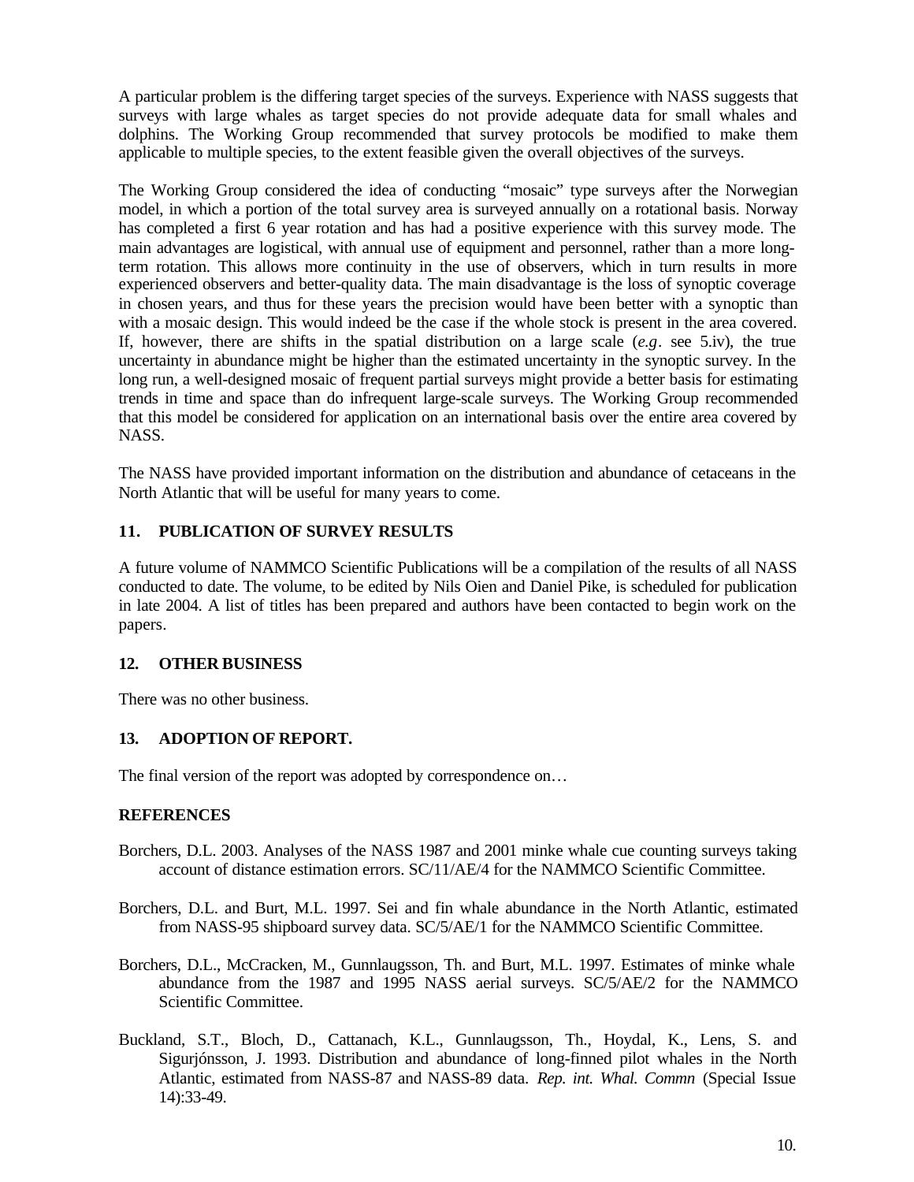A particular problem is the differing target species of the surveys. Experience with NASS suggests that surveys with large whales as target species do not provide adequate data for small whales and dolphins. The Working Group recommended that survey protocols be modified to make them applicable to multiple species, to the extent feasible given the overall objectives of the surveys.

The Working Group considered the idea of conducting "mosaic" type surveys after the Norwegian model, in which a portion of the total survey area is surveyed annually on a rotational basis. Norway has completed a first 6 year rotation and has had a positive experience with this survey mode. The main advantages are logistical, with annual use of equipment and personnel, rather than a more long-term rotation. This allows more continuity in the use of observers, which in turn results in more experienced observers and better-quality data. The main disadvantage is the loss of synoptic coverage in chosen years, and thus for these years the precision would have been better with a synoptic than with a mosaic design. This would indeed be the case if the whole stock is present in the area covered. If, however, there are shifts in the spatial distribution on a large scale (*e.g*. see 5.iv), the true uncertainty in abundance might be higher than the estimated uncertainty in the synoptic survey. In the long run, a well-designed mosaic of frequent partial surveys might provide a better basis for estimating trends in time and space than do infrequent large-scale surveys. The Working Group recommended that this model be considered for application on an international basis over the entire area covered by NASS.

The NASS have provided important information on the distribution and abundance of cetaceans in the North Atlantic that will be useful for many years to come.

## 11. PUBLICATION OF SURVEY RESULTS

A future volume of NAMMCO Scientific Publications will be a compilation of the results of all NASS conducted to date. The volume, to be edited by Nils Oien and Daniel Pike, is scheduled for publication in late 2004. A list of titles has been prepared and authors have been contacted to begin work on the papers.

## 12. OTHER BUSINESS

There was no other business.

## 13. ADOPTION OF REPORT.

The final version of the report was adopted by correspondence on…

## REFERENCES

Borchers, D.L. 2003. Analyses of the NASS 1987 and 2001 minke whale cue counting surveys taking account of distance estimation errors. SC/11/AE/4 for the NAMMCO Scientific Committee.

Borchers, D.L. and Burt, M.L. 1997. Sei and fin whale abundance in the North Atlantic, estimated from NASS-95 shipboard survey data. SC/5/AE/1 for the NAMMCO Scientific Committee.

Borchers, D.L., McCracken, M., Gunnlaugsson, Th. and Burt, M.L. 1997. Estimates of minke whale abundance from the 1987 and 1995 NASS aerial surveys. SC/5/AE/2 for the NAMMCO Scientific Committee.

Buckland, S.T., Bloch, D., Cattanach, K.L., Gunnlaugsson, Th., Hoydal, K., Lens, S. and Sigurjónsson, J. 1993. Distribution and abundance of long-finned pilot whales in the North Atlantic, estimated from NASS-87 and NASS-89 data. *Rep. int. Whal. Commn* (Special Issue 14):33-49.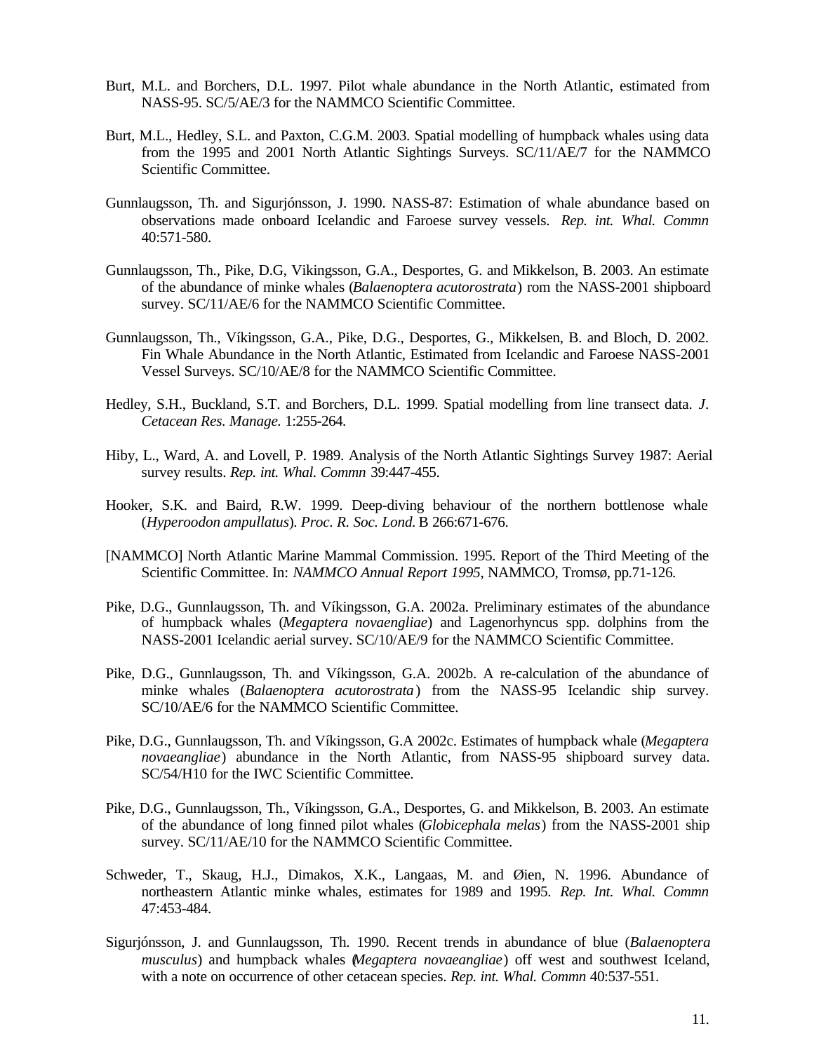Burt, M.L. and Borchers, D.L. 1997. Pilot whale abundance in the North Atlantic, estimated from NASS-95. SC/5/AE/3 for the NAMMCO Scientific Committee.

Burt, M.L., Hedley, S.L. and Paxton, C.G.M. 2003. Spatial modelling of humpback whales using data from the 1995 and 2001 North Atlantic Sightings Surveys. SC/11/AE/7 for the NAMMCO Scientific Committee.

Gunnlaugsson, Th. and Sigurjónsson, J. 1990. NASS-87: Estimation of whale abundance based on observations made onboard Icelandic and Faroese survey vessels. *Rep. int. Whal. Commn* 40:571-580.

Gunnlaugsson, Th., Pike, D.G, Vikingsson, G.A., Desportes, G. and Mikkelson, B. 2003. An estimate of the abundance of minke whales (*Balaenoptera acutorostrata*) rom the NASS-2001 shipboard survey. SC/11/AE/6 for the NAMMCO Scientific Committee.

Gunnlaugsson, Th., Víkingsson, G.A., Pike, D.G., Desportes, G., Mikkelsen, B. and Bloch, D. 2002. Fin Whale Abundance in the North Atlantic, Estimated from Icelandic and Faroese NASS-2001 Vessel Surveys. SC/10/AE/8 for the NAMMCO Scientific Committee.

Hedley, S.H., Buckland, S.T. and Borchers, D.L. 1999. Spatial modelling from line transect data. *J. Cetacean Res. Manage.* 1:255-264.

Hiby, L., Ward, A. and Lovell, P. 1989. Analysis of the North Atlantic Sightings Survey 1987: Aerial survey results. *Rep. int. Whal. Commn* 39:447-455.

Hooker, S.K. and Baird, R.W. 1999. Deep-diving behaviour of the northern bottlenose whale (*Hyperoodon ampullatus*). *Proc. R. Soc. Lond.* B 266:671-676.

[NAMMCO] North Atlantic Marine Mammal Commission. 1995. Report of the Third Meeting of the Scientific Committee. In: *NAMMCO Annual Report 1995*, NAMMCO, Tromsø, pp.71-126.

Pike, D.G., Gunnlaugsson, Th. and Víkingsson, G.A. 2002a. Preliminary estimates of the abundance of humpback whales (*Megaptera novaengliae*) and Lagenorhyncus spp. dolphins from the NASS-2001 Icelandic aerial survey. SC/10/AE/9 for the NAMMCO Scientific Committee.

Pike, D.G., Gunnlaugsson, Th. and Víkingsson, G.A. 2002b. A re-calculation of the abundance of minke whales (*Balaenoptera acutorostrata*) from the NASS-95 Icelandic ship survey. SC/10/AE/6 for the NAMMCO Scientific Committee.

Pike, D.G., Gunnlaugsson, Th. and Víkingsson, G.A 2002c. Estimates of humpback whale (*Megaptera novaeangliae*) abundance in the North Atlantic, from NASS-95 shipboard survey data. SC/54/H10 for the IWC Scientific Committee.

Pike, D.G., Gunnlaugsson, Th., Víkingsson, G.A., Desportes, G. and Mikkelson, B. 2003. An estimate of the abundance of long finned pilot whales (*Globicephala melas*) from the NASS-2001 ship survey. SC/11/AE/10 for the NAMMCO Scientific Committee.

Schweder, T., Skaug, H.J., Dimakos, X.K., Langaas, M. and Øien, N. 1996. Abundance of northeastern Atlantic minke whales, estimates for 1989 and 1995. *Rep. Int. Whal. Commn* 47:453-484.

Sigurjónsson, J. and Gunnlaugsson, Th. 1990. Recent trends in abundance of blue (*Balaenoptera musculus*) and humpback whales (*Megaptera novaeangliae*) off west and southwest Iceland, with a note on occurrence of other cetacean species. *Rep. int. Whal. Commn* 40:537-551.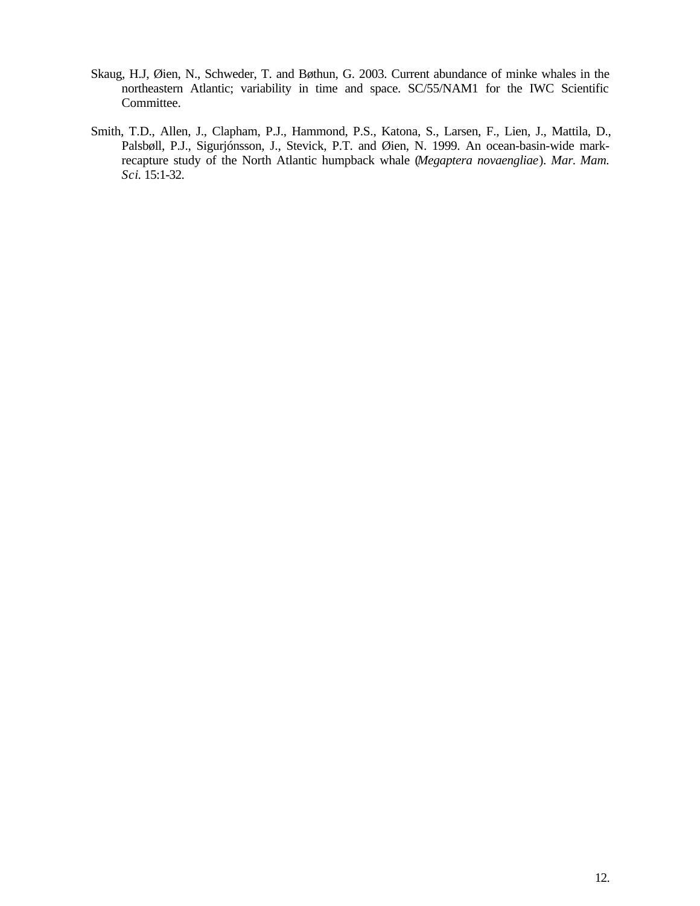Skaug, H.J, Øien, N., Schweder, T. and Bøthun, G. 2003. Current abundance of minke whales in the northeastern Atlantic; variability in time and space. SC/55/NAM1 for the IWC Scientific Committee.

Smith, T.D., Allen, J., Clapham, P.J., Hammond, P.S., Katona, S., Larsen, F., Lien, J., Mattila, D., Palsbøll, P.J., Sigurjónsson, J., Stevick, P.T. and Øien, N. 1999. An ocean-basin-wide mark-recapture study of the North Atlantic humpback whale (*Megaptera novaengliae*). *Mar. Mam. Sci.* 15:1-32.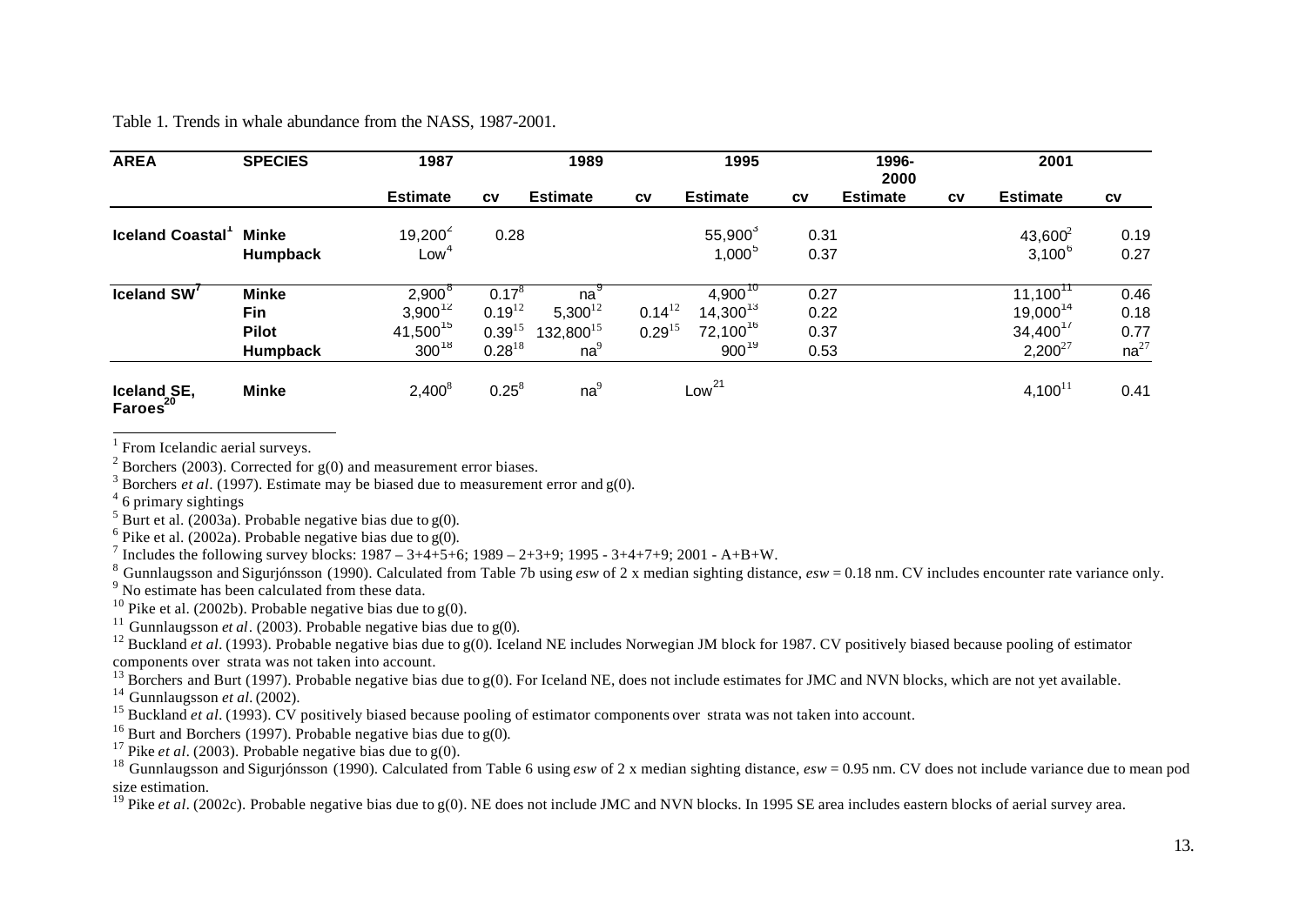Table 1. Trends in whale abundance from the NASS, 1987-2001.

| AREA | SPECIES | 1987 | | 1989 | | 1995 | | 1996-2000 | | 2001 | |
|---|---|---|---|---|---|---|---|---|---|---|---|
| | | **Estimate** | **cv** | **Estimate** | **cv** | **Estimate** | **cv** | **Estimate** | **cv** | **Estimate** | **cv** |
| **Iceland Coastal**[1] | **Minke** | 19,200[2] | 0.28 | | | 55,900[3] | 0.31 | | | 43,600[2] | 0.19 |
| | **Humpback** | Low[4] | | | | 1,000[5] | 0.37 | | | 3,100[6] | 0.27 |
| **Iceland SW**[7] | **Minke** | 2,900[8] | 0.17[8] | na[9] | | 4,900[10] | 0.27 | | | 11,100[11] | 0.46 |
| | **Fin** | 3,900[12] | 0.19[12] | 5,300[12] | 0.14[12] | 14,300[13] | 0.22 | | | 19,000[14] | 0.18 |
| | **Pilot** | 41,500[15] | 0.39[15] | 132,800[15] | 0.29[15] | 72,100[16] | 0.37 | | | 34,400[17] | 0.77 |
| | **Humpback** | 300[18] | 0.28[18] | na[9] | | 900[19] | 0.53 | | | 2,200[27] | na[27] |
| **Iceland SE, Faroes**[20] | **Minke** | 2,400[8] | 0.25[8] | na[9] | | Low[21] | | | | 4,100[11] | 0.41 |

[1] From Icelandic aerial surveys.
[2] Borchers (2003). Corrected for g(0) and measurement error biases.
[3] Borchers *et al*. (1997). Estimate may be biased due to measurement error and g(0).
[4] 6 primary sightings
[5] Burt et al. (2003a). Probable negative bias due to g(0).
[6] Pike et al. (2002a). Probable negative bias due to g(0).
[7] Includes the following survey blocks: 1987 – 3+4+5+6; 1989 – 2+3+9; 1995 - 3+4+7+9; 2001 - A+B+W.
[8] Gunnlaugsson and Sigurjónsson (1990). Calculated from Table 7b using *esw* of 2 x median sighting distance, *esw* = 0.18 nm. CV includes encounter rate variance only.
[9] No estimate has been calculated from these data.
[10] Pike et al. (2002b). Probable negative bias due to g(0).
[11] Gunnlaugsson *et al*. (2003). Probable negative bias due to g(0).
[12] Buckland *et al*. (1993). Probable negative bias due to g(0). Iceland NE includes Norwegian JM block for 1987. CV positively biased because pooling of estimator components over strata was not taken into account.
[13] Borchers and Burt (1997). Probable negative bias due to g(0). For Iceland NE, does not include estimates for JMC and NVN blocks, which are not yet available.
[14] Gunnlaugsson *et al*. (2002).
[15] Buckland *et al*. (1993). CV positively biased because pooling of estimator components over strata was not taken into account.
[16] Burt and Borchers (1997). Probable negative bias due to g(0).
[17] Pike *et al*. (2003). Probable negative bias due to g(0).
[18] Gunnlaugsson and Sigurjónsson (1990). Calculated from Table 6 using *esw* of 2 x median sighting distance, *esw* = 0.95 nm. CV does not include variance due to mean pod size estimation.
[19] Pike *et al*. (2002c). Probable negative bias due to g(0). NE does not include JMC and NVN blocks. In 1995 SE area includes eastern blocks of aerial survey area.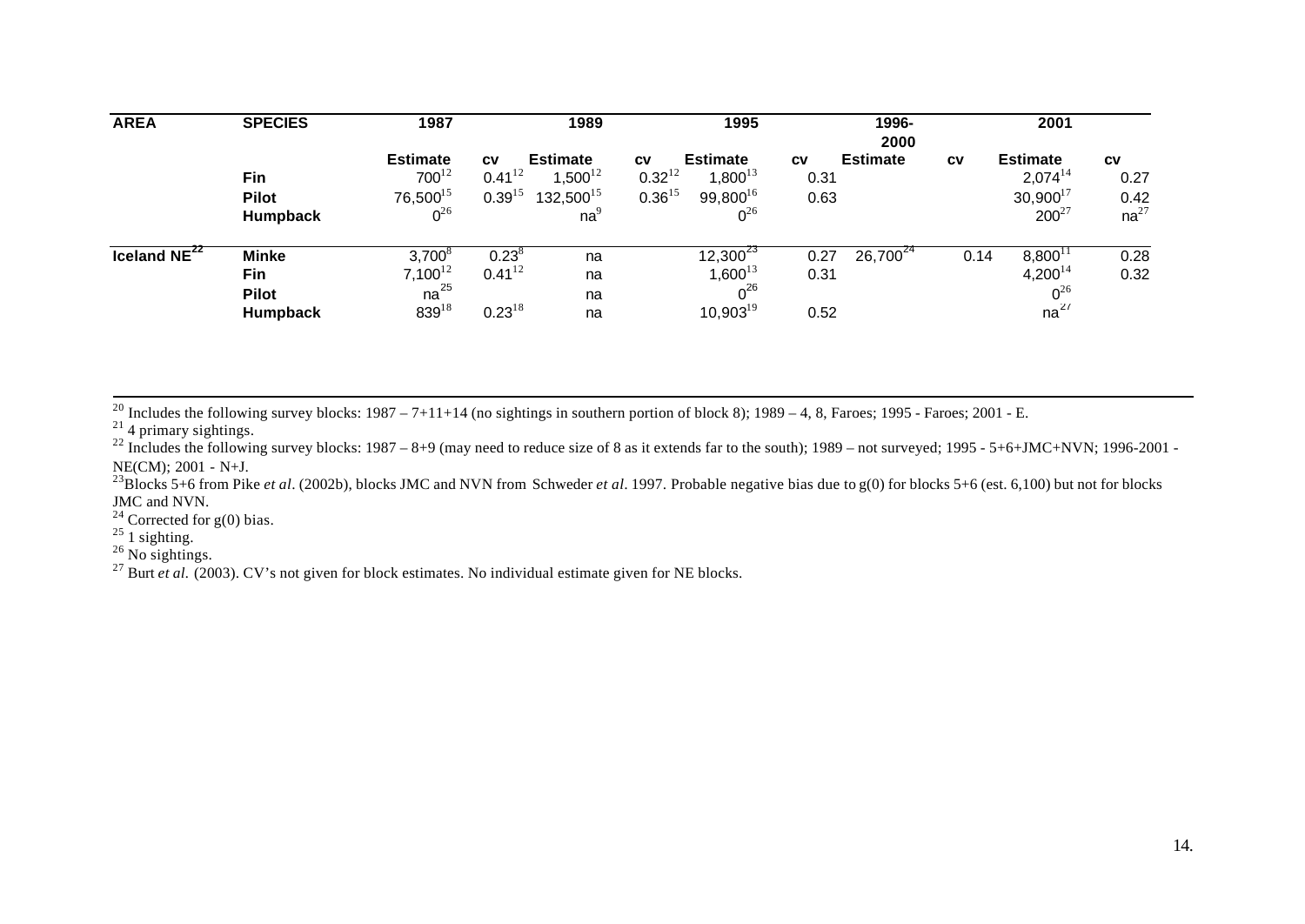| AREA | SPECIES | 1987 | | 1989 | | 1995 | | 1996-2000 | | 2001 | |
|---|---|---|---|---|---|---|---|---|---|---|---|
| | | Estimate | cv | Estimate | cv | Estimate | cv | Estimate | cv | Estimate | cv |
| | Fin | 700[12] | 0.41[12] | 1,500[12] | 0.32[12] | 1,800[13] | 0.31 | | | 2,074[14] | 0.27 |
| | Pilot | 76,500[15] | 0.39[15] | 132,500[15] | 0.36[15] | 99,800[16] | 0.63 | | | 30,900[17] | 0.42 |
| | Humpback | 0[26] | | na[9] | | 0[26] | | | | 200[27] | na[27] |
| Iceland NE[22] | Minke | 3,700[8] | 0.23[8] | na | | 12,300[23] | 0.27 | 26,700[24] | 0.14 | 8,800[11] | 0.28 |
| | Fin | 7,100[12] | 0.41[12] | na | | 1,600[13] | 0.31 | | | 4,200[14] | 0.32 |
| | Pilot | na[25] | | na | | 0[26] | | | | 0[26] | |
| | Humpback | 839[18] | 0.23[18] | na | | 10,903[19] | 0.52 | | | na[27] | |

[20] Includes the following survey blocks: 1987 – 7+11+14 (no sightings in southern portion of block 8); 1989 – 4, 8, Faroes; 1995 - Faroes; 2001 - E.

[21] 4 primary sightings.

[22] Includes the following survey blocks: 1987 – 8+9 (may need to reduce size of 8 as it extends far to the south); 1989 – not surveyed; 1995 - 5+6+JMC+NVN; 1996-2001 - NE(CM); 2001 - N+J.

[23] Blocks 5+6 from Pike *et al*. (2002b), blocks JMC and NVN from Schweder *et al*. 1997. Probable negative bias due to g(0) for blocks 5+6 (est. 6,100) but not for blocks JMC and NVN.

[24] Corrected for g(0) bias.

[25] 1 sighting.

[26] No sightings.

[27] Burt *et al.* (2003). CV's not given for block estimates. No individual estimate given for NE blocks.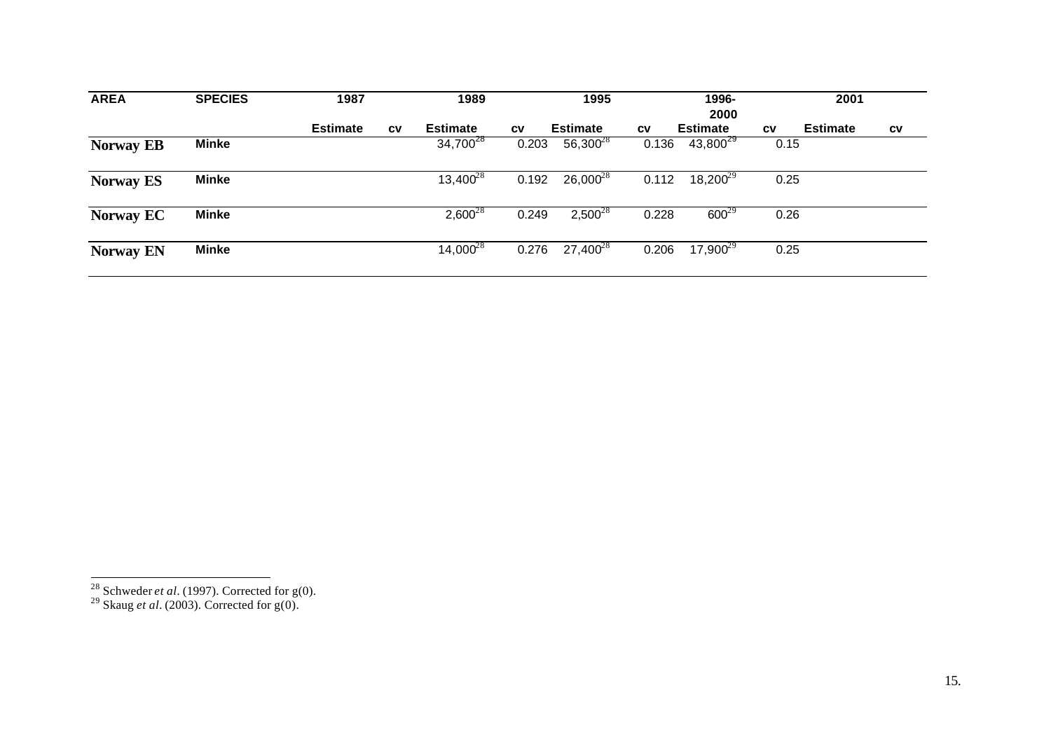| AREA | SPECIES | 1987 | | 1989 | | 1995 | | 1996-2000 | | 2001 | |
|---|---|---|---|---|---|---|---|---|---|---|---|
| | | Estimate | cv | Estimate | cv | Estimate | cv | Estimate | cv | Estimate | cv |
| **Norway EB** | Minke | | | 34,700[28] | 0.203 | 56,300[28] | 0.136 | 43,800[29] | 0.15 | | |
| **Norway ES** | Minke | | | 13,400[28] | 0.192 | 26,000[28] | 0.112 | 18,200[29] | 0.25 | | |
| **Norway EC** | Minke | | | 2,600[28] | 0.249 | 2,500[28] | 0.228 | 600[29] | 0.26 | | |
| **Norway EN** | Minke | | | 14,000[28] | 0.276 | 27,400[28] | 0.206 | 17,900[29] | 0.25 | | |

[28] Schweder *et al*. (1997). Corrected for g(0).
[29] Skaug *et al*. (2003). Corrected for g(0).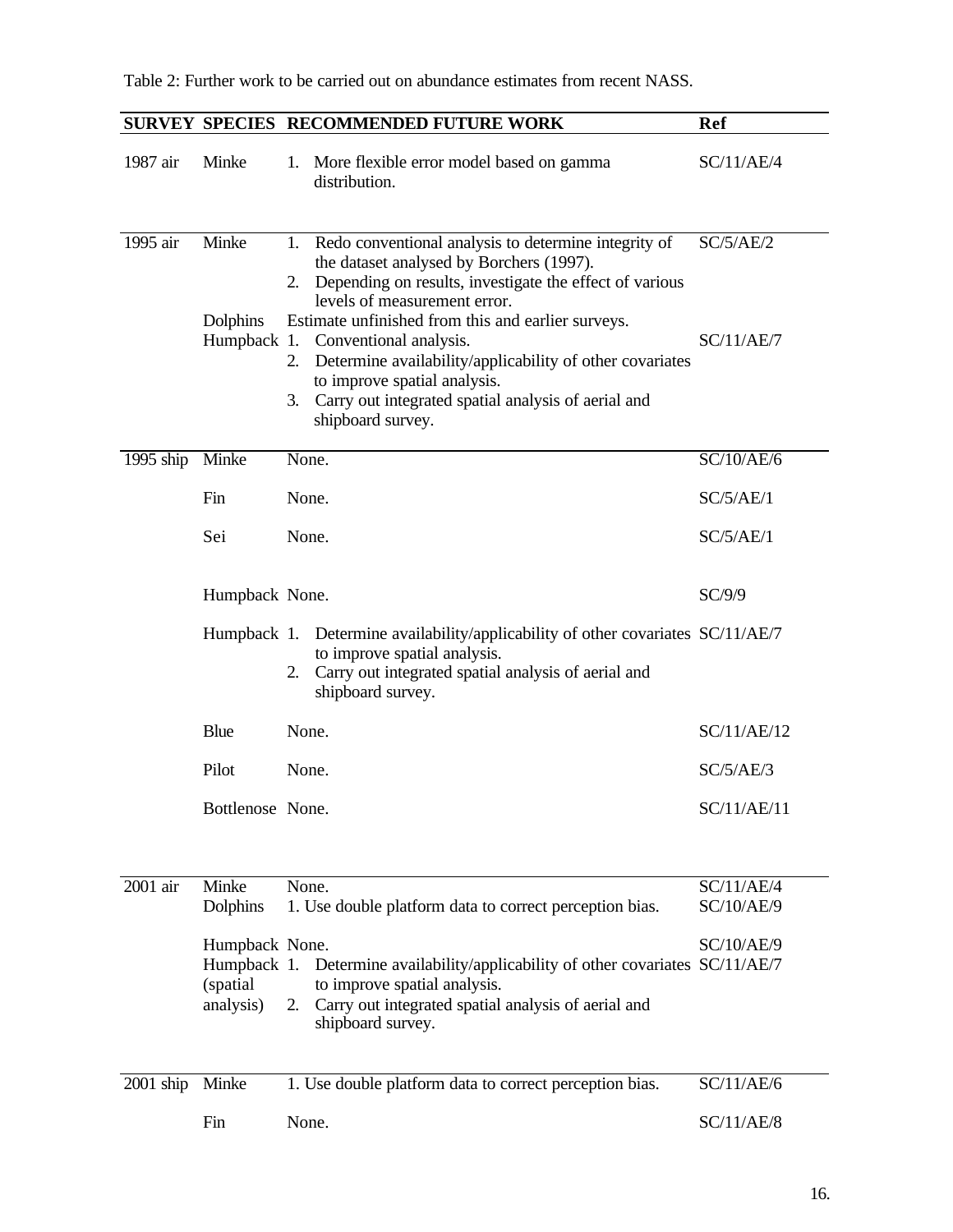Table 2: Further work to be carried out on abundance estimates from recent NASS.

| SURVEY | SPECIES | RECOMMENDED FUTURE WORK | Ref |
|---|---|---|---|
| 1987 air | Minke | 1. More flexible error model based on gamma distribution. | SC/11/AE/4 |
| 1995 air | Minke | 1. Redo conventional analysis to determine integrity of the dataset analysed by Borchers (1997). 2. Depending on results, investigate the effect of various levels of measurement error. | SC/5/AE/2 |
| | Dolphins | Estimate unfinished from this and earlier surveys. | |
| | Humpback | 1. Conventional analysis. 2. Determine availability/applicability of other covariates to improve spatial analysis. 3. Carry out integrated spatial analysis of aerial and shipboard survey. | SC/11/AE/7 |
| 1995 ship | Minke | None. | SC/10/AE/6 |
| | Fin | None. | SC/5/AE/1 |
| | Sei | None. | SC/5/AE/1 |
| | Humpback | None. | SC/9/9 |
| | Humpback | 1. Determine availability/applicability of other covariates to improve spatial analysis. 2. Carry out integrated spatial analysis of aerial and shipboard survey. | SC/11/AE/7 |
| | Blue | None. | SC/11/AE/12 |
| | Pilot | None. | SC/5/AE/3 |
| | Bottlenose | None. | SC/11/AE/11 |
| 2001 air | Minke | None. | SC/11/AE/4 |
| | Dolphins | 1. Use double platform data to correct perception bias. | SC/10/AE/9 |
| | Humpback | None. | SC/10/AE/9 |
| | Humpback (spatial analysis) | 1. Determine availability/applicability of other covariates to improve spatial analysis. 2. Carry out integrated spatial analysis of aerial and shipboard survey. | SC/11/AE/7 |
| 2001 ship | Minke | 1. Use double platform data to correct perception bias. | SC/11/AE/6 |
| | Fin | None. | SC/11/AE/8 |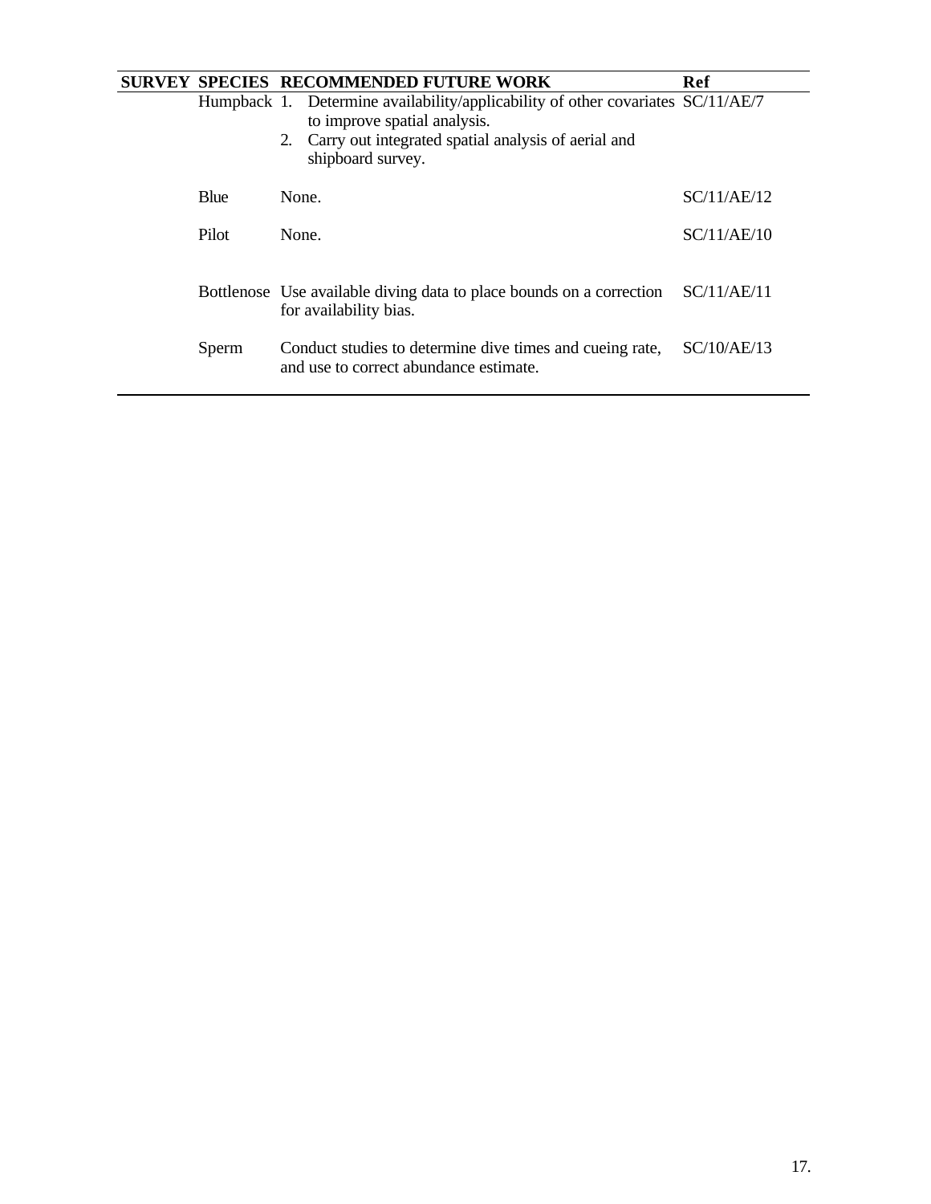| SURVEY | SPECIES | RECOMMENDED FUTURE WORK | Ref |
|---|---|---|---|
| | Humpback | 1. Determine availability/applicability of other covariates to improve spatial analysis.<br>2. Carry out integrated spatial analysis of aerial and shipboard survey. | SC/11/AE/7 |
| | Blue | None. | SC/11/AE/12 |
| | Pilot | None. | SC/11/AE/10 |
| | Bottlenose | Use available diving data to place bounds on a correction for availability bias. | SC/11/AE/11 |
| | Sperm | Conduct studies to determine dive times and cueing rate, and use to correct abundance estimate. | SC/10/AE/13 |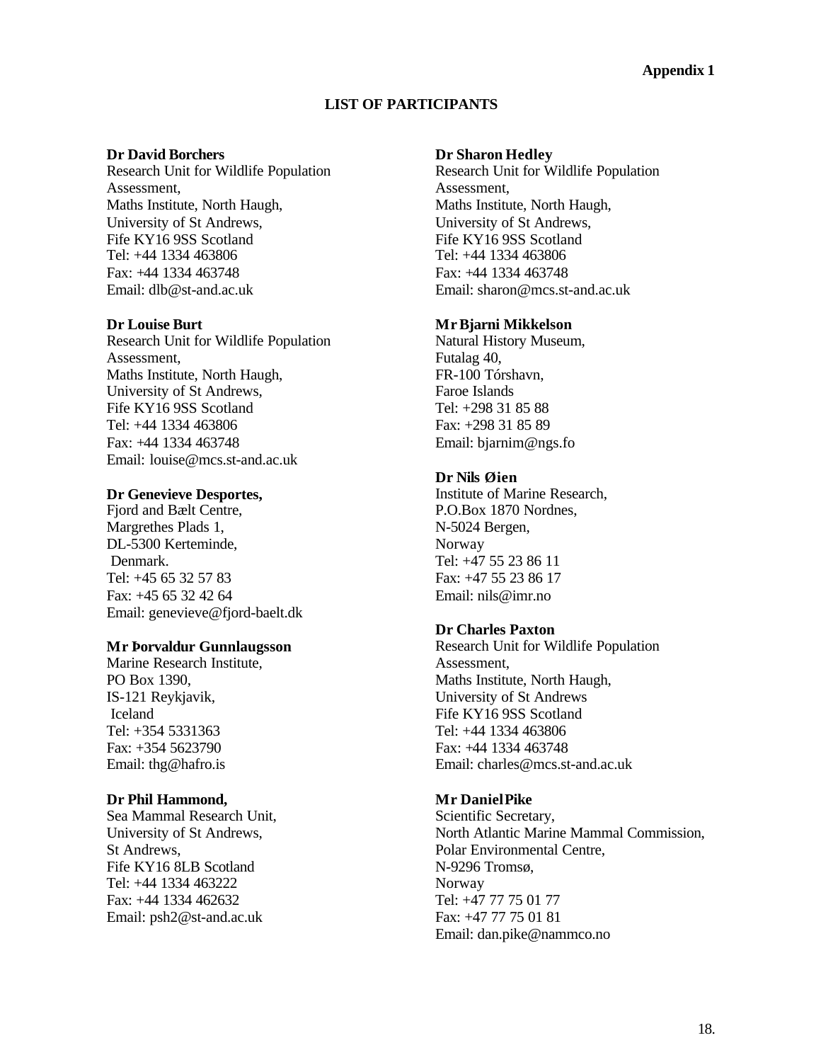**Appendix 1**

## LIST OF PARTICIPANTS

**Dr David Borchers**
Research Unit for Wildlife Population Assessment,
Maths Institute, North Haugh,
University of St Andrews,
Fife KY16 9SS Scotland
Tel: +44 1334 463806
Fax: +44 1334 463748
Email: dlb@st-and.ac.uk

**Dr Louise Burt**
Research Unit for Wildlife Population Assessment,
Maths Institute, North Haugh,
University of St Andrews,
Fife KY16 9SS Scotland
Tel: +44 1334 463806
Fax: +44 1334 463748
Email: louise@mcs.st-and.ac.uk

**Dr Genevieve Desportes,**
Fjord and Bælt Centre,
Margrethes Plads 1,
DL-5300 Kerteminde,
Denmark.
Tel: +45 65 32 57 83
Fax: +45 65 32 42 64
Email: genevieve@fjord-baelt.dk

**Mr Þorvaldur Gunnlaugsson**
Marine Research Institute,
PO Box 1390,
IS-121 Reykjavik,
Iceland
Tel: +354 5331363
Fax: +354 5623790
Email: thg@hafro.is

**Dr Phil Hammond,**
Sea Mammal Research Unit,
University of St Andrews,
St Andrews,
Fife KY16 8LB Scotland
Tel: +44 1334 463222
Fax: +44 1334 462632
Email: psh2@st-and.ac.uk

**Dr Sharon Hedley**
Research Unit for Wildlife Population Assessment,
Maths Institute, North Haugh,
University of St Andrews,
Fife KY16 9SS Scotland
Tel: +44 1334 463806
Fax: +44 1334 463748
Email: sharon@mcs.st-and.ac.uk

**Mr Bjarni Mikkelson**
Natural History Museum,
Futalag 40,
FR-100 Tórshavn,
Faroe Islands
Tel: +298 31 85 88
Fax: +298 31 85 89
Email: bjarnim@ngs.fo

**Dr Nils Øien**
Institute of Marine Research,
P.O.Box 1870 Nordnes,
N-5024 Bergen,
Norway
Tel: +47 55 23 86 11
Fax: +47 55 23 86 17
Email: nils@imr.no

**Dr Charles Paxton**
Research Unit for Wildlife Population Assessment,
Maths Institute, North Haugh,
University of St Andrews
Fife KY16 9SS Scotland
Tel: +44 1334 463806
Fax: +44 1334 463748
Email: charles@mcs.st-and.ac.uk

**Mr Daniel Pike**
Scientific Secretary,
North Atlantic Marine Mammal Commission,
Polar Environmental Centre,
N-9296 Tromsø,
Norway
Tel: +47 77 75 01 77
Fax: +47 77 75 01 81
Email: dan.pike@nammco.no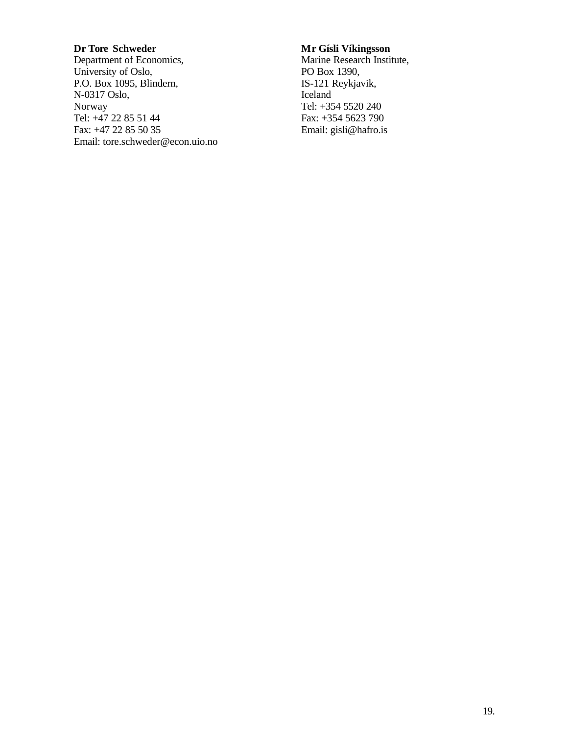**Dr Tore Schweder**
Department of Economics,
University of Oslo,
P.O. Box 1095, Blindern,
N-0317 Oslo,
Norway
Tel: +47 22 85 51 44
Fax: +47 22 85 50 35
Email: tore.schweder@econ.uio.no

**Mr Gísli Víkingsson**
Marine Research Institute,
PO Box 1390,
IS-121 Reykjavik,
Iceland
Tel: +354 5520 240
Fax: +354 5623 790
Email: gisli@hafro.is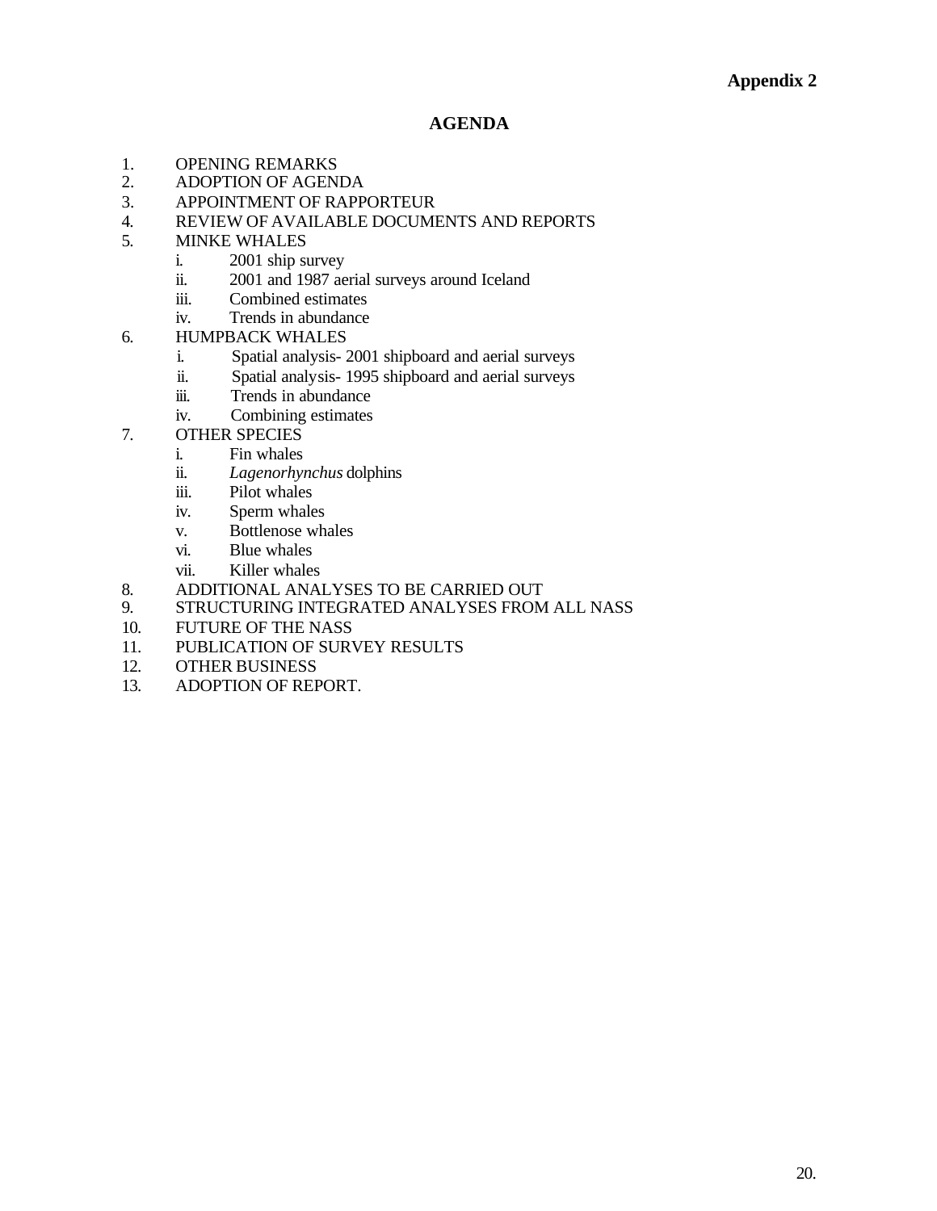**Appendix 2**

# AGENDA

1. OPENING REMARKS
2. ADOPTION OF AGENDA
3. APPOINTMENT OF RAPPORTEUR
4. REVIEW OF AVAILABLE DOCUMENTS AND REPORTS
5. MINKE WHALES
   - i. 2001 ship survey
   - ii. 2001 and 1987 aerial surveys around Iceland
   - iii. Combined estimates
   - iv. Trends in abundance
6. HUMPBACK WHALES
   - i. Spatial analysis- 2001 shipboard and aerial surveys
   - ii. Spatial analysis- 1995 shipboard and aerial surveys
   - iii. Trends in abundance
   - iv. Combining estimates
7. OTHER SPECIES
   - i. Fin whales
   - ii. *Lagenorhynchus* dolphins
   - iii. Pilot whales
   - iv. Sperm whales
   - v. Bottlenose whales
   - vi. Blue whales
   - vii. Killer whales
8. ADDITIONAL ANALYSES TO BE CARRIED OUT
9. STRUCTURING INTEGRATED ANALYSES FROM ALL NASS
10. FUTURE OF THE NASS
11. PUBLICATION OF SURVEY RESULTS
12. OTHER BUSINESS
13. ADOPTION OF REPORT.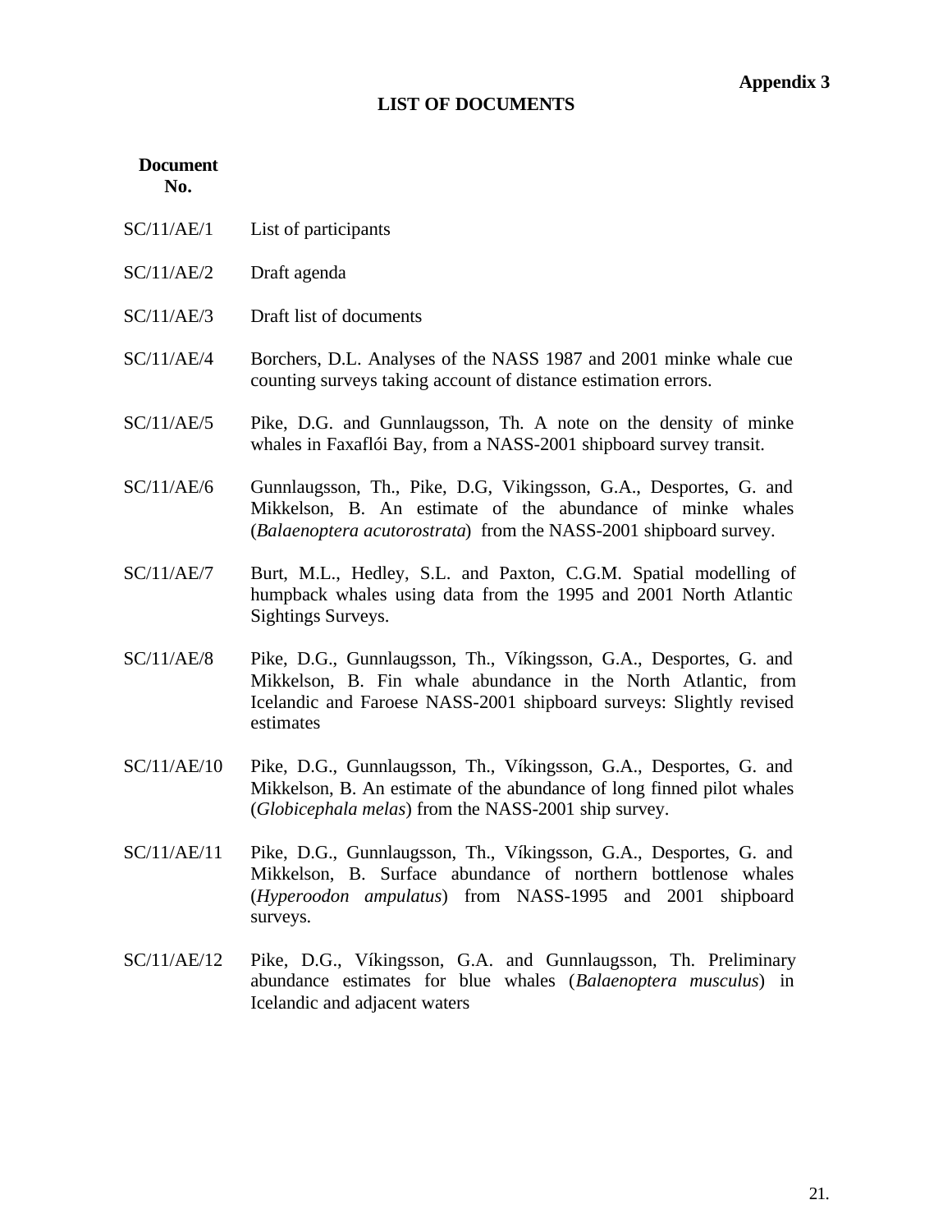**Appendix 3**

## LIST OF DOCUMENTS

| Document No. | |
|---|---|
| SC/11/AE/1 | List of participants |
| SC/11/AE/2 | Draft agenda |
| SC/11/AE/3 | Draft list of documents |
| SC/11/AE/4 | Borchers, D.L. Analyses of the NASS 1987 and 2001 minke whale cue counting surveys taking account of distance estimation errors. |
| SC/11/AE/5 | Pike, D.G. and Gunnlaugsson, Th. A note on the density of minke whales in Faxaflói Bay, from a NASS-2001 shipboard survey transit. |
| SC/11/AE/6 | Gunnlaugsson, Th., Pike, D.G, Vikingsson, G.A., Desportes, G. and Mikkelson, B. An estimate of the abundance of minke whales (*Balaenoptera acutorostrata*) from the NASS-2001 shipboard survey. |
| SC/11/AE/7 | Burt, M.L., Hedley, S.L. and Paxton, C.G.M. Spatial modelling of humpback whales using data from the 1995 and 2001 North Atlantic Sightings Surveys. |
| SC/11/AE/8 | Pike, D.G., Gunnlaugsson, Th., Víkingsson, G.A., Desportes, G. and Mikkelson, B. Fin whale abundance in the North Atlantic, from Icelandic and Faroese NASS-2001 shipboard surveys: Slightly revised estimates |
| SC/11/AE/10 | Pike, D.G., Gunnlaugsson, Th., Víkingsson, G.A., Desportes, G. and Mikkelson, B. An estimate of the abundance of long finned pilot whales (*Globicephala melas*) from the NASS-2001 ship survey. |
| SC/11/AE/11 | Pike, D.G., Gunnlaugsson, Th., Víkingsson, G.A., Desportes, G. and Mikkelson, B. Surface abundance of northern bottlenose whales (*Hyperoodon ampulatus*) from NASS-1995 and 2001 shipboard surveys. |
| SC/11/AE/12 | Pike, D.G., Víkingsson, G.A. and Gunnlaugsson, Th. Preliminary abundance estimates for blue whales (*Balaenoptera musculus*) in Icelandic and adjacent waters |